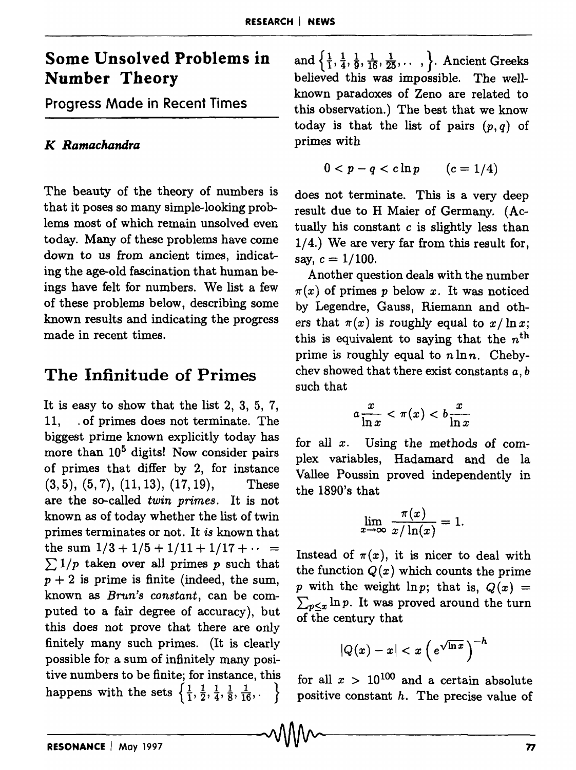# Some Unsolved Problems in Number Theory

## Progress Made in Recent Times

### *K Ramachandra*

The beauty of the theory of numbers is that it poses so many simple-looking problems most of which remain unsolved even today. Many of these problems have come down to us from ancient times, indicating the age-old fascination that human beings have felt for numbers. We list a few of these problems below, describing some known results and indicating the progress made in recent times.

## The Infinitude of Primes

It is easy to show that the list 2, 3, 5, 7, 11, . of primes does not terminate. The biggest prime known explicitly today has more than $10^5$ digits! Now consider pairs of primes that differ by 2, for instance (3, 5), (5, 7), (11, 13), (17, 19), These are the so-called *twin primes*. It is not known as of today whether the list of twin primes terminates or not. It *is* known that the sum $1/3 + 1/5 + 1/11 + 1/17 + \cdots = \sum 1/p$ taken over all primes $p$ such that $p + 2$ is prime is finite (indeed, the sum, known as *Brun's constant*, can be computed to a fair degree of accuracy), but this does not prove that there are only finitely many such primes. (It is clearly possible for a sum of infinitely many positive numbers to be finite; for instance, this happens with the sets $\left\{\frac{1}{1}, \frac{1}{2}, \frac{1}{4}, \frac{1}{8}, \frac{1}{16}, \cdot \right\}$ and $\left\{\frac{1}{1}, \frac{1}{4}, \frac{1}{9}, \frac{1}{16}, \frac{1}{25}, \cdots, \right\}$. Ancient Greeks believed this was impossible. The well-known paradoxes of Zeno are related to this observation.) The best that we know today is that the list of pairs $(p, q)$ of primes with

$$0 < p - q < c \ln p \qquad (c = 1/4)$$

does not terminate. This is a very deep result due to H Maier of Germany. (Actually his constant $c$ is slightly less than 1/4.) We are very far from this result for, say, $c = 1/100$.

Another question deals with the number $\pi(x)$ of primes $p$ below $x$. It was noticed by Legendre, Gauss, Riemann and others that $\pi(x)$ is roughly equal to $x/\ln x$; this is equivalent to saying that the $n^{\text{th}}$ prime is roughly equal to $n \ln n$. Chebychev showed that there exist constants $a, b$ such that

$$a\frac{x}{\ln x} < \pi(x) < b\frac{x}{\ln x}$$

for all $x$. Using the methods of complex variables, Hadamard and de la Vallee Poussin proved independently in the 1890's that

$$\lim_{x\to\infty} \frac{\pi(x)}{x/\ln(x)} = 1.$$

Instead of $\pi(x)$, it is nicer to deal with the function $Q(x)$ which counts the prime $p$ with the weight $\ln p$; that is, $Q(x) = \sum_{p \le x} \ln p$. It was proved around the turn of the century that

$$|Q(x) - x| < x\left(e^{\sqrt{\ln x}}\right)^{-h}$$

for all $x > 10^{100}$ and a certain absolute positive constant $h$. The precise value of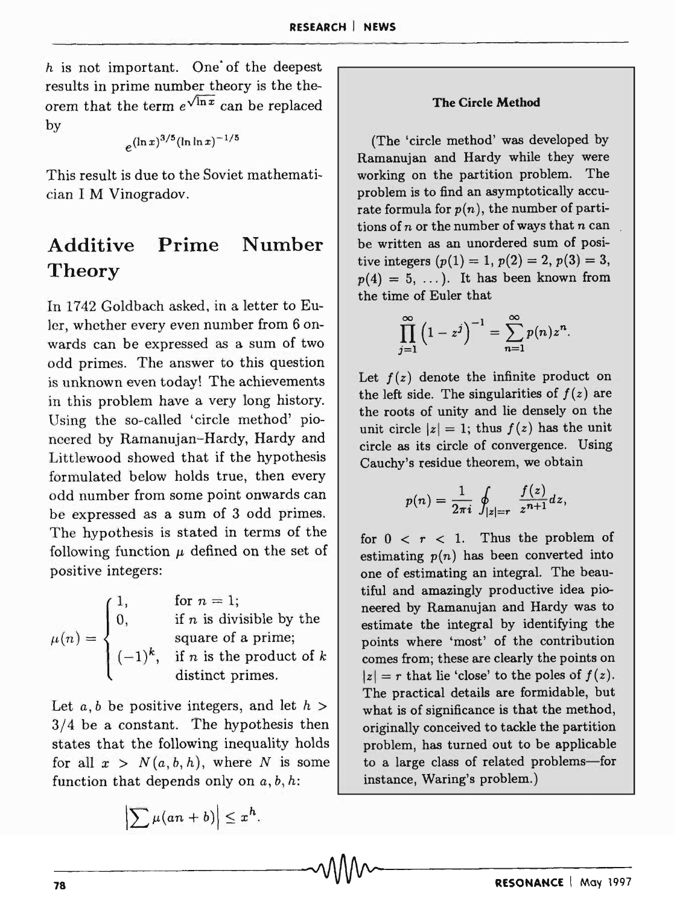$h$ is not important. One of the deepest results in prime number theory is the theorem that the term $e^{\sqrt{\ln x}}$ can be replaced by

$$e^{(\ln x)^{3/5}(\ln \ln x)^{-1/5}}$$

This result is due to the Soviet mathematician I M Vinogradov.

## Additive Prime Number Theory

In 1742 Goldbach asked, in a letter to Euler, whether every even number from 6 onwards can be expressed as a sum of two odd primes. The answer to this question is unknown even today! The achievements in this problem have a very long history. Using the so-called 'circle method' pioneered by Ramanujan–Hardy, Hardy and Littlewood showed that if the hypothesis formulated below holds true, then every odd number from some point onwards can be expressed as a sum of 3 odd primes. The hypothesis is stated in terms of the following function $\mu$ defined on the set of positive integers:

$$\mu(n) = \begin{cases} 1, & \text{for } n = 1; \\ 0, & \text{if } n \text{ is divisible by the square of a prime;} \\ (-1)^k, & \text{if } n \text{ is the product of } k \text{ distinct primes.} \end{cases}$$

Let $a, b$ be positive integers, and let $h > 3/4$ be a constant. The hypothesis then states that the following inequality holds for all $x > N(a, b, h)$, where $N$ is some function that depends only on $a, b, h$:

$$\left|\sum \mu(an + b)\right| \leq x^h.$$

### The Circle Method

(The 'circle method' was developed by Ramanujan and Hardy while they were working on the partition problem. The problem is to find an asymptotically accurate formula for $p(n)$, the number of partitions of $n$ or the number of ways that $n$ can be written as an unordered sum of positive integers ($p(1) = 1$, $p(2) = 2$, $p(3) = 3$, $p(4) = 5$, ...). It has been known from the time of Euler that

$$\prod_{j=1}^{\infty} \left(1 - z^j\right)^{-1} = \sum_{n=1}^{\infty} p(n) z^n.$$

Let $f(z)$ denote the infinite product on the left side. The singularities of $f(z)$ are the roots of unity and lie densely on the unit circle $|z| = 1$; thus $f(z)$ has the unit circle as its circle of convergence. Using Cauchy's residue theorem, we obtain

$$p(n) = \frac{1}{2\pi i} \oint_{|z|=r} \frac{f(z)}{z^{n+1}} dz,$$

for $0 < r < 1$. Thus the problem of estimating $p(n)$ has been converted into one of estimating an integral. The beautiful and amazingly productive idea pioneered by Ramanujan and Hardy was to estimate the integral by identifying the points where 'most' of the contribution comes from; these are clearly the points on $|z| = r$ that lie 'close' to the poles of $f(z)$. The practical details are formidable, but what is of significance is that the method, originally conceived to tackle the partition problem, has turned out to be applicable to a large class of related problems—for instance, Waring's problem.)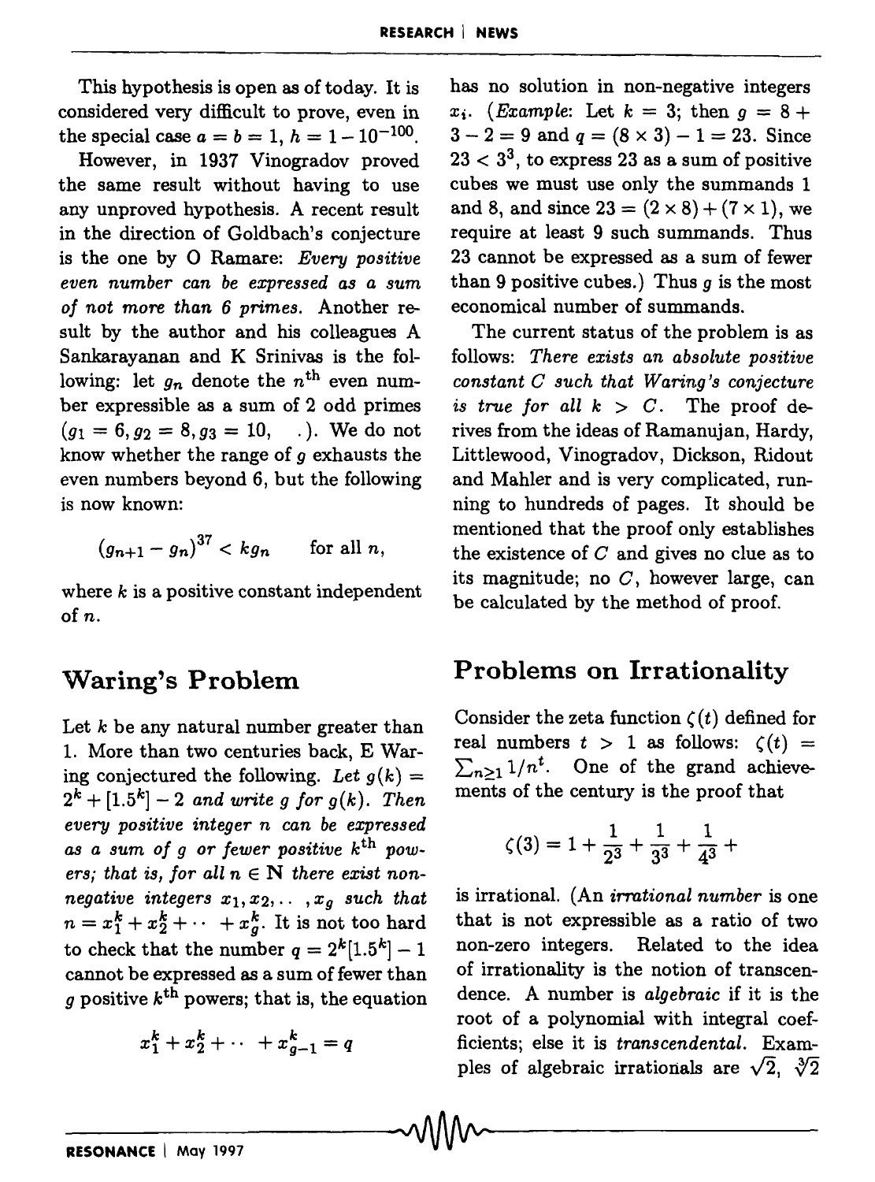This hypothesis is open as of today. It is considered very difficult to prove, even in the special case $a = b = 1$, $h = 1 - 10^{-100}$.

However, in 1937 Vinogradov proved the same result without having to use any unproved hypothesis. A recent result in the direction of Goldbach's conjecture is the one by O Ramare: *Every positive even number can be expressed as a sum of not more than 6 primes.* Another result by the author and his colleagues A Sankarayanan and K Srinivas is the following: let $g_n$ denote the $n^{\text{th}}$ even number expressible as a sum of 2 odd primes $(g_1 = 6, g_2 = 8, g_3 = 10, \ldots)$. We do not know whether the range of $g$ exhausts the even numbers beyond 6, but the following is now known:

$$(g_{n+1} - g_n)^{37} < kg_n \qquad \text{for all } n,$$

where $k$ is a positive constant independent of $n$.

## Waring's Problem

Let $k$ be any natural number greater than 1. More than two centuries back, E Waring conjectured the following. *Let $g(k) = 2^k + [1.5^k] - 2$ and write $g$ for $g(k)$. Then every positive integer $n$ can be expressed as a sum of $g$ or fewer positive $k^{\text{th}}$ powers; that is, for all $n \in \mathbf{N}$ there exist non-negative integers $x_1, x_2, \ldots, x_g$ such that $n = x_1^k + x_2^k + \cdots + x_g^k$.* It is not too hard to check that the number $q = 2^k[1.5^k] - 1$ cannot be expressed as a sum of fewer than $g$ positive $k^{\text{th}}$ powers; that is, the equation

$$x_1^k + x_2^k + \cdots + x_{g-1}^k = q$$

has no solution in non-negative integers $x_i$. (*Example*: Let $k = 3$; then $g = 8 + 3 - 2 = 9$ and $q = (8 \times 3) - 1 = 23$. Since $23 < 3^3$, to express 23 as a sum of positive cubes we must use only the summands 1 and 8, and since $23 = (2 \times 8) + (7 \times 1)$, we require at least 9 such summands. Thus 23 cannot be expressed as a sum of fewer than 9 positive cubes.) Thus $g$ is the most economical number of summands.

The current status of the problem is as follows: *There exists an absolute positive constant $C$ such that Waring's conjecture is true for all $k > C$.* The proof derives from the ideas of Ramanujan, Hardy, Littlewood, Vinogradov, Dickson, Ridout and Mahler and is very complicated, running to hundreds of pages. It should be mentioned that the proof only establishes the existence of $C$ and gives no clue as to its magnitude; no $C$, however large, can be calculated by the method of proof.

## Problems on Irrationality

Consider the zeta function $\zeta(t)$ defined for real numbers $t > 1$ as follows: $\zeta(t) = \sum_{n \geq 1} 1/n^t$. One of the grand achievements of the century is the proof that

$$\zeta(3) = 1 + \frac{1}{2^3} + \frac{1}{3^3} + \frac{1}{4^3} + \cdots$$

is irrational. (An *irrational number* is one that is not expressible as a ratio of two non-zero integers. Related to the idea of irrationality is the notion of transcendence. A number is *algebraic* if it is the root of a polynomial with integral coefficients; else it is *transcendental*. Examples of algebraic irrationals are $\sqrt{2}$, $\sqrt[3]{2}$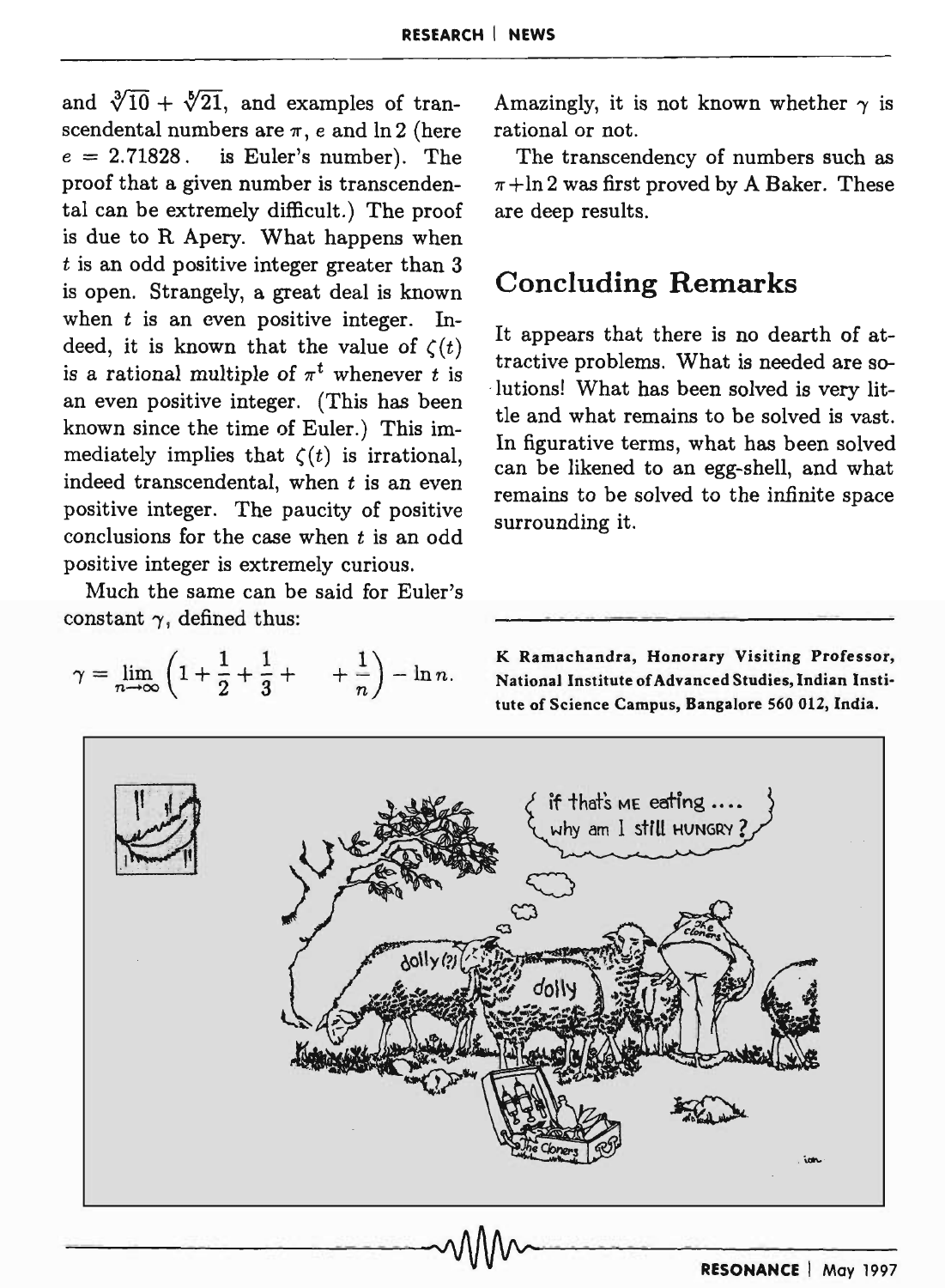and $\sqrt[3]{10} + \sqrt[5]{21}$, and examples of transcendental numbers are $\pi$, $e$ and $\ln 2$ (here $e = 2.71828$. is Euler's number). The proof that a given number is transcendental can be extremely difficult.) The proof is due to R Apery. What happens when $t$ is an odd positive integer greater than 3 is open. Strangely, a great deal is known when $t$ is an even positive integer. Indeed, it is known that the value of $\zeta(t)$ is a rational multiple of $\pi^t$ whenever $t$ is an even positive integer. (This has been known since the time of Euler.) This immediately implies that $\zeta(t)$ is irrational, indeed transcendental, when $t$ is an even positive integer. The paucity of positive conclusions for the case when $t$ is an odd positive integer is extremely curious.

Much the same can be said for Euler's constant $\gamma$, defined thus:

$$\gamma = \lim_{n \to \infty} \left(1 + \frac{1}{2} + \frac{1}{3} + \quad + \frac{1}{n}\right) - \ln n.$$

Amazingly, it is not known whether $\gamma$ is rational or not.

The transcendency of numbers such as $\pi + \ln 2$ was first proved by A Baker. These are deep results.

## Concluding Remarks

It appears that there is no dearth of attractive problems. What is needed are solutions! What has been solved is very little and what remains to be solved is vast. In figurative terms, what has been solved can be likened to an egg-shell, and what remains to be solved to the infinite space surrounding it.

**K Ramachandra, Honorary Visiting Professor, National Institute of Advanced Studies, Indian Institute of Science Campus, Bangalore 560 012, India.**